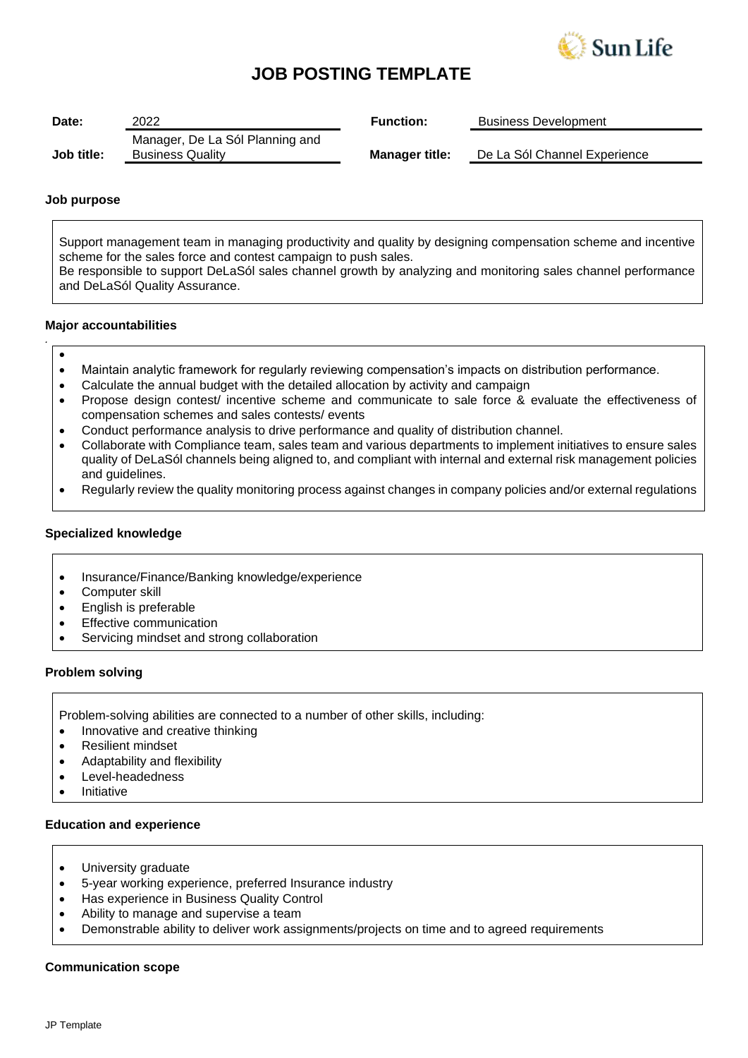# JOB POSTING TEMPLATE

| | | | |
|---|---|---|---|
| **Date:** | 2022 | **Function:** | Business Development |
| **Job title:** | Manager, De La Sól Planning and Business Quality | **Manager title:** | De La Sól Channel Experience |

### Job purpose

Support management team in managing productivity and quality by designing compensation scheme and incentive scheme for the sales force and contest campaign to push sales.
Be responsible to support DeLaSól sales channel growth by analyzing and monitoring sales channel performance and DeLaSól Quality Assurance.

### Major accountabilities

- Maintain analytic framework for regularly reviewing compensation's impacts on distribution performance.
- Calculate the annual budget with the detailed allocation by activity and campaign
- Propose design contest/ incentive scheme and communicate to sale force & evaluate the effectiveness of compensation schemes and sales contests/ events
- Conduct performance analysis to drive performance and quality of distribution channel.
- Collaborate with Compliance team, sales team and various departments to implement initiatives to ensure sales quality of DeLaSól channels being aligned to, and compliant with internal and external risk management policies and guidelines.
- Regularly review the quality monitoring process against changes in company policies and/or external regulations

### Specialized knowledge

- Insurance/Finance/Banking knowledge/experience
- Computer skill
- English is preferable
- Effective communication
- Servicing mindset and strong collaboration

### Problem solving

Problem-solving abilities are connected to a number of other skills, including:

- Innovative and creative thinking
- Resilient mindset
- Adaptability and flexibility
- Level-headedness
- Initiative

### Education and experience

- University graduate
- 5-year working experience, preferred Insurance industry
- Has experience in Business Quality Control
- Ability to manage and supervise a team
- Demonstrable ability to deliver work assignments/projects on time and to agreed requirements

### Communication scope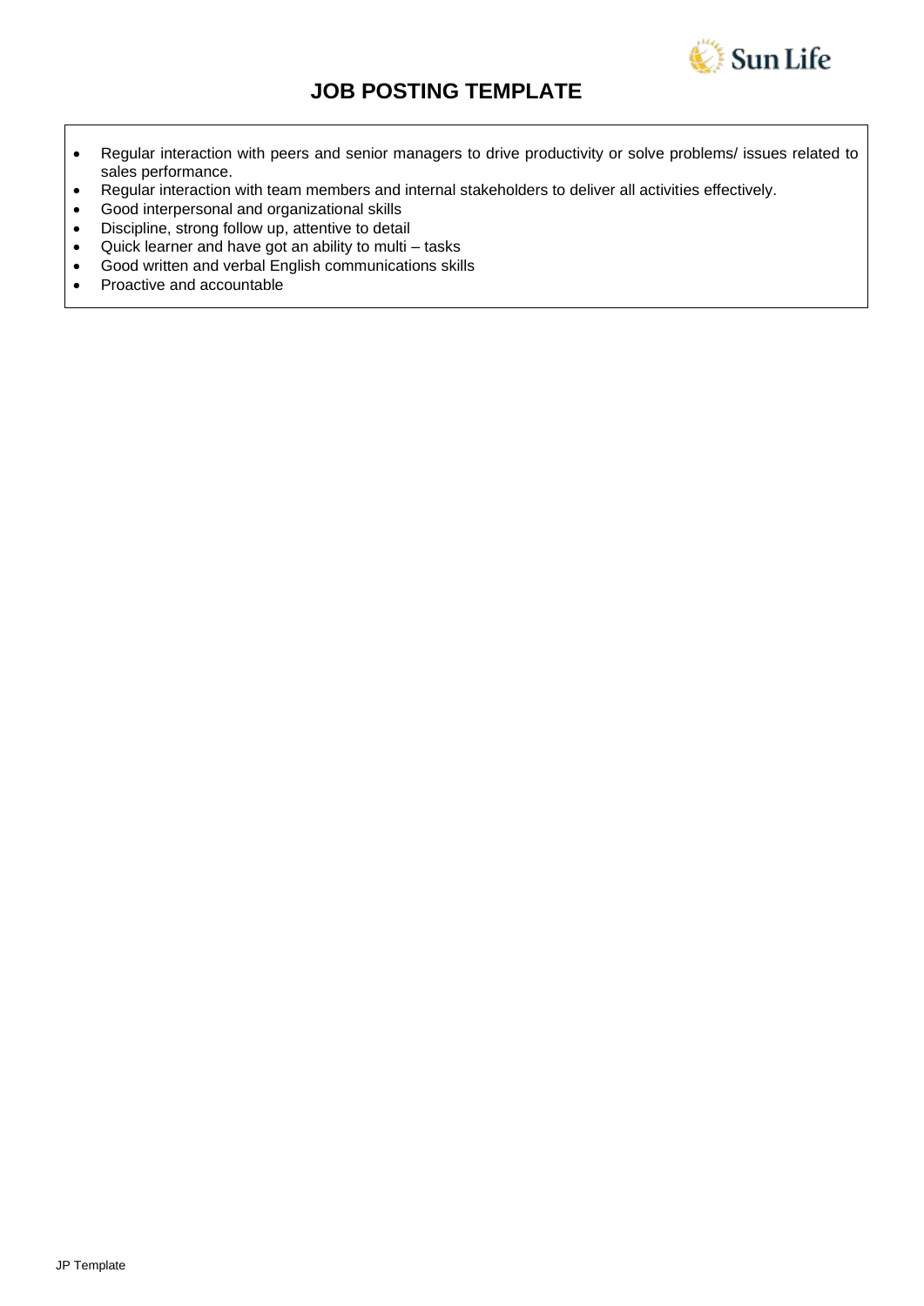- Regular interaction with peers and senior managers to drive productivity or solve problems/ issues related to sales performance.
- Regular interaction with team members and internal stakeholders to deliver all activities effectively.
- Good interpersonal and organizational skills
- Discipline, strong follow up, attentive to detail
- Quick learner and have got an ability to multi – tasks
- Good written and verbal English communications skills
- Proactive and accountable